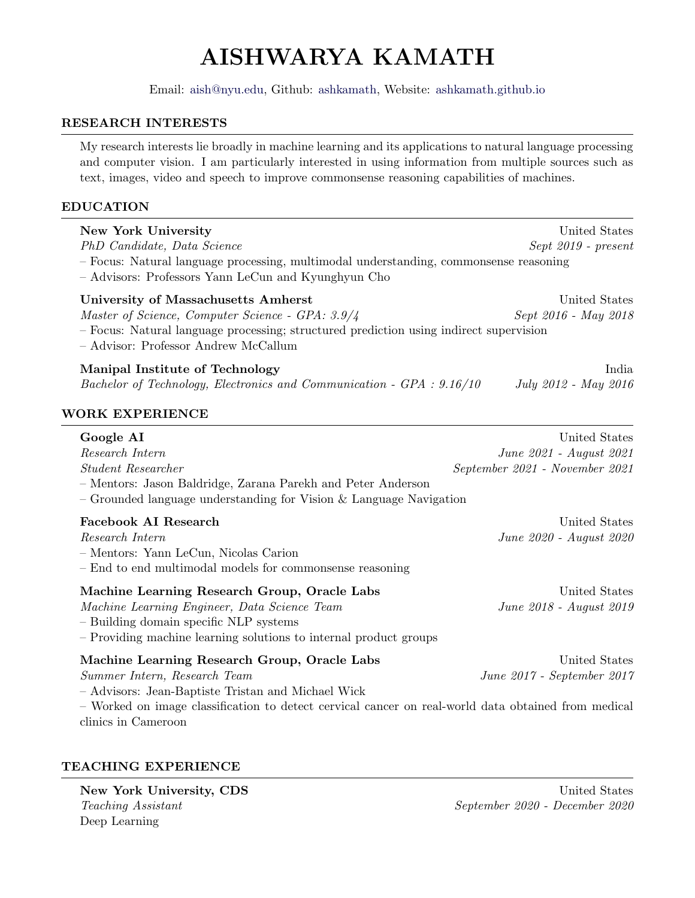# AISHWARYA KAMATH

Email: aish@nyu.edu, Github: ashkamath, Website: ashkamath.github.io

## RESEARCH INTERESTS

My research interests lie broadly in machine learning and its applications to natural language processing and computer vision. I am particularly interested in using information from multiple sources such as text, images, video and speech to improve commonsense reasoning capabilities of machines.

## EDUCATION

**New York University** — United States
*PhD Candidate, Data Science* — *Sept 2019 - present*
– Focus: Natural language processing, multimodal understanding, commonsense reasoning
– Advisors: Professors Yann LeCun and Kyunghyun Cho

**University of Massachusetts Amherst** — United States
*Master of Science, Computer Science - GPA: 3.9/4* — *Sept 2016 - May 2018*
– Focus: Natural language processing; structured prediction using indirect supervision
– Advisor: Professor Andrew McCallum

**Manipal Institute of Technology** — India
*Bachelor of Technology, Electronics and Communication - GPA : 9.16/10* — *July 2012 - May 2016*

## WORK EXPERIENCE

**Google AI** — United States
*Research Intern* — *June 2021 - August 2021*
*Student Researcher* — *September 2021 - November 2021*
– Mentors: Jason Baldridge, Zarana Parekh and Peter Anderson
– Grounded language understanding for Vision & Language Navigation

**Facebook AI Research** — United States
*Research Intern* — *June 2020 - August 2020*
– Mentors: Yann LeCun, Nicolas Carion
– End to end multimodal models for commonsense reasoning

**Machine Learning Research Group, Oracle Labs** — United States
*Machine Learning Engineer, Data Science Team* — *June 2018 - August 2019*
– Building domain specific NLP systems
– Providing machine learning solutions to internal product groups

**Machine Learning Research Group, Oracle Labs** — United States
*Summer Intern, Research Team* — *June 2017 - September 2017*
– Advisors: Jean-Baptiste Tristan and Michael Wick
– Worked on image classification to detect cervical cancer on real-world data obtained from medical clinics in Cameroon

## TEACHING EXPERIENCE

**New York University, CDS** — United States
*Teaching Assistant* — *September 2020 - December 2020*
Deep Learning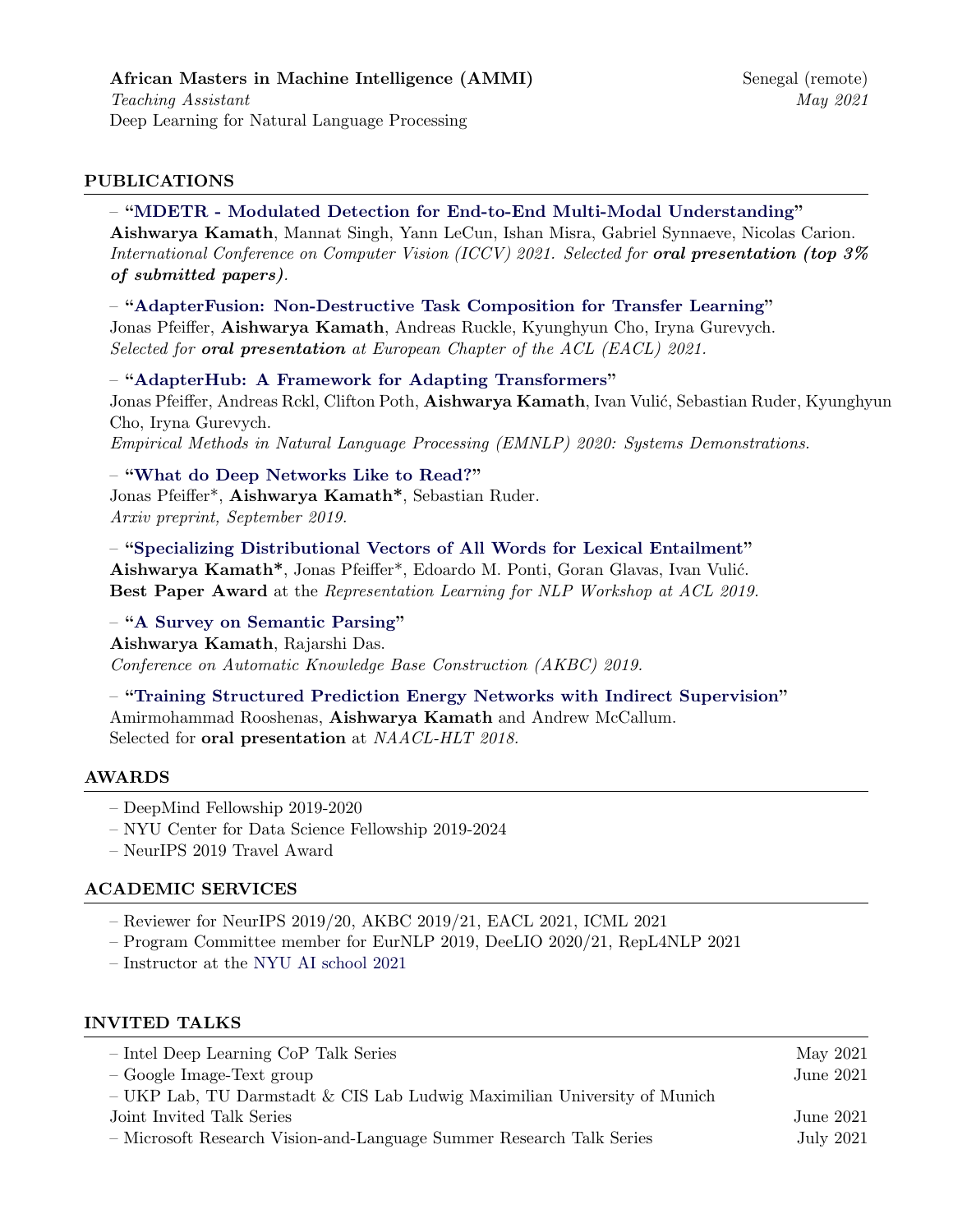**African Masters in Machine Intelligence (AMMI)** Senegal (remote)
*Teaching Assistant* *May 2021*
Deep Learning for Natural Language Processing

## PUBLICATIONS

– **"MDETR - Modulated Detection for End-to-End Multi-Modal Understanding"**
**Aishwarya Kamath**, Mannat Singh, Yann LeCun, Ishan Misra, Gabriel Synnaeve, Nicolas Carion.
*International Conference on Computer Vision (ICCV) 2021. Selected for **oral presentation (top 3% of submitted papers)**.*

– **"AdapterFusion: Non-Destructive Task Composition for Transfer Learning"**
Jonas Pfeiffer, **Aishwarya Kamath**, Andreas Ruckle, Kyunghyun Cho, Iryna Gurevych.
*Selected for **oral presentation** at European Chapter of the ACL (EACL) 2021.*

– **"AdapterHub: A Framework for Adapting Transformers"**
Jonas Pfeiffer, Andreas Rckl, Clifton Poth, **Aishwarya Kamath**, Ivan Vulić, Sebastian Ruder, Kyunghyun Cho, Iryna Gurevych.
*Empirical Methods in Natural Language Processing (EMNLP) 2020: Systems Demonstrations.*

– **"What do Deep Networks Like to Read?"**
Jonas Pfeiffer*, **Aishwarya Kamath***, Sebastian Ruder.
*Arxiv preprint, September 2019.*

– **"Specializing Distributional Vectors of All Words for Lexical Entailment"**
**Aishwarya Kamath***, Jonas Pfeiffer*, Edoardo M. Ponti, Goran Glavas, Ivan Vulić.
**Best Paper Award** at the *Representation Learning for NLP Workshop at ACL 2019.*

– **"A Survey on Semantic Parsing"**
**Aishwarya Kamath**, Rajarshi Das.
*Conference on Automatic Knowledge Base Construction (AKBC) 2019.*

– **"Training Structured Prediction Energy Networks with Indirect Supervision"**
Amirmohammad Rooshenas, **Aishwarya Kamath** and Andrew McCallum.
Selected for **oral presentation** at *NAACL-HLT 2018.*

## AWARDS

– DeepMind Fellowship 2019-2020
– NYU Center for Data Science Fellowship 2019-2024
– NeurIPS 2019 Travel Award

## ACADEMIC SERVICES

– Reviewer for NeurIPS 2019/20, AKBC 2019/21, EACL 2021, ICML 2021
– Program Committee member for EurNLP 2019, DeeLIO 2020/21, RepL4NLP 2021
– Instructor at the NYU AI school 2021

## INVITED TALKS

– Intel Deep Learning CoP Talk Series — May 2021
– Google Image-Text group — June 2021
– UKP Lab, TU Darmstadt & CIS Lab Ludwig Maximilian University of Munich Joint Invited Talk Series — June 2021
– Microsoft Research Vision-and-Language Summer Research Talk Series — July 2021